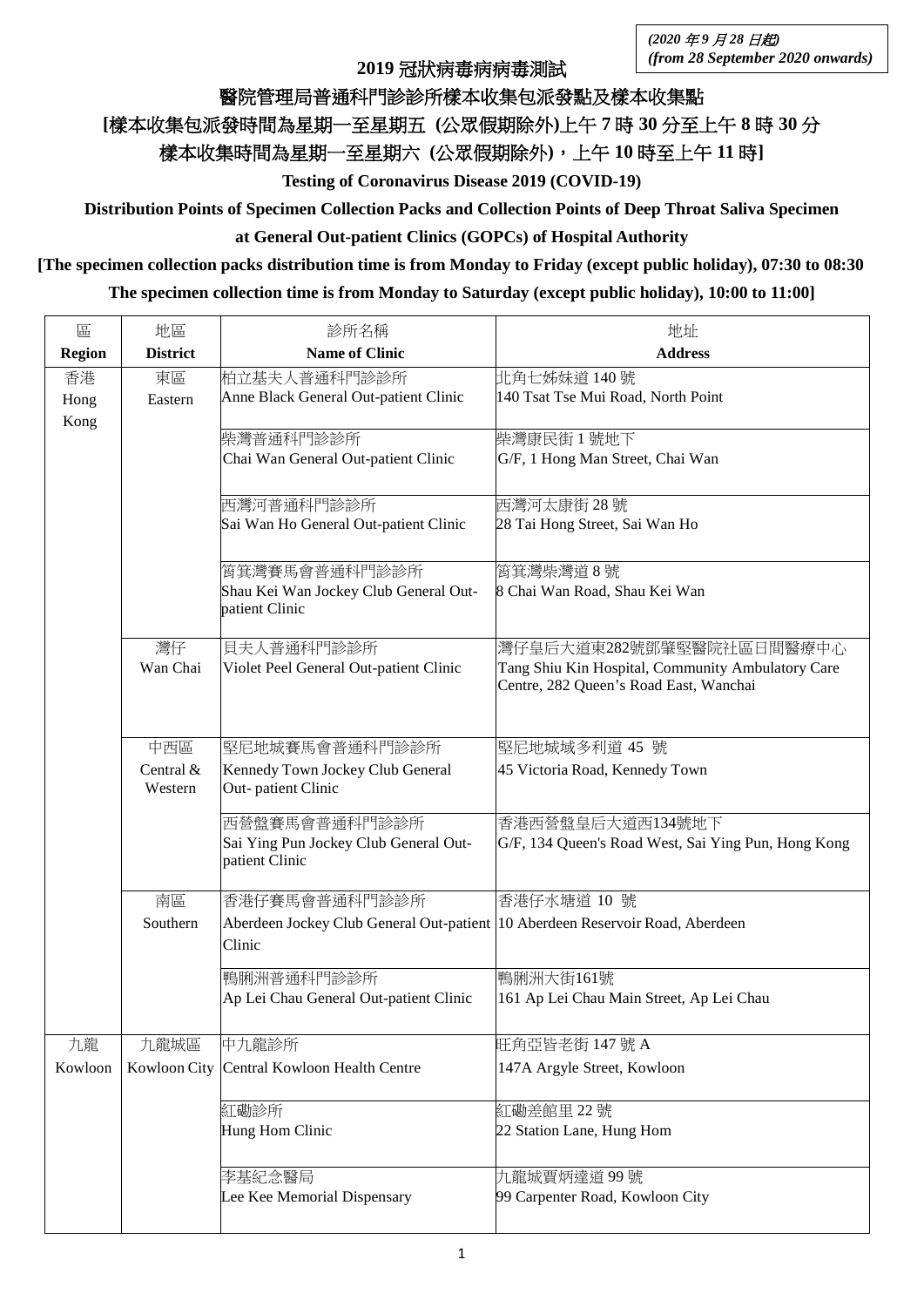*(2020 年 9 月 28 日起)*
*(from 28 September 2020 onwards)*

# 2019 冠狀病毒病病毒測試

## 醫院管理局普通科門診診所樣本收集包派發點及樣本收集點

**[樣本收集包派發時間為星期一至星期五 (公眾假期除外)上午 7 時 30 分至上午 8 時 30 分**

**樣本收集時間為星期一至星期六 (公眾假期除外)，上午 10 時至上午 11 時]**

**Testing of Coronavirus Disease 2019 (COVID-19)**

**Distribution Points of Specimen Collection Packs and Collection Points of Deep Throat Saliva Specimen at General Out-patient Clinics (GOPCs) of Hospital Authority**

**[The specimen collection packs distribution time is from Monday to Friday (except public holiday), 07:30 to 08:30**

**The specimen collection time is from Monday to Saturday (except public holiday), 10:00 to 11:00]**

| 區 **Region** | 地區 **District** | 診所名稱 **Name of Clinic** | 地址 **Address** |
|---|---|---|---|
| 香港 Hong Kong | 東區 Eastern | 柏立基夫人普通科門診診所 Anne Black General Out-patient Clinic | 北角七姊妹道 140 號 140 Tsat Tse Mui Road, North Point |
| | | 柴灣普通科門診診所 Chai Wan General Out-patient Clinic | 柴灣康民街 1 號地下 G/F, 1 Hong Man Street, Chai Wan |
| | | 西灣河普通科門診診所 Sai Wan Ho General Out-patient Clinic | 西灣河太康街 28 號 28 Tai Hong Street, Sai Wan Ho |
| | | 筲箕灣賽馬會普通科門診診所 Shau Kei Wan Jockey Club General Out-patient Clinic | 筲箕灣柴灣道 8 號 8 Chai Wan Road, Shau Kei Wan |
| | 灣仔 Wan Chai | 貝夫人普通科門診診所 Violet Peel General Out-patient Clinic | 灣仔皇后大道東282號鄧肇堅醫院社區日間醫療中心 Tang Shiu Kin Hospital, Community Ambulatory Care Centre, 282 Queen's Road East, Wanchai |
| | 中西區 Central & Western | 堅尼地城賽馬會普通科門診診所 Kennedy Town Jockey Club General Out- patient Clinic | 堅尼地城域多利道 45 號 45 Victoria Road, Kennedy Town |
| | | 西營盤賽馬會普通科門診診所 Sai Ying Pun Jockey Club General Out-patient Clinic | 香港西營盤皇后大道西134號地下 G/F, 134 Queen's Road West, Sai Ying Pun, Hong Kong |
| | 南區 Southern | 香港仔賽馬會普通科門診診所 Aberdeen Jockey Club General Out-patient Clinic | 香港仔水塘道 10 號 10 Aberdeen Reservoir Road, Aberdeen |
| | | 鴨脷洲普通科門診診所 Ap Lei Chau General Out-patient Clinic | 鴨脷洲大街161號 161 Ap Lei Chau Main Street, Ap Lei Chau |
| 九龍 Kowloon | 九龍城區 Kowloon City | 中九龍診所 Central Kowloon Health Centre | 旺角亞皆老街 147 號 A 147A Argyle Street, Kowloon |
| | | 紅磡診所 Hung Hom Clinic | 紅磡差館里 22 號 22 Station Lane, Hung Hom |
| | | 李基紀念醫局 Lee Kee Memorial Dispensary | 九龍城賈炳達道 99 號 99 Carpenter Road, Kowloon City |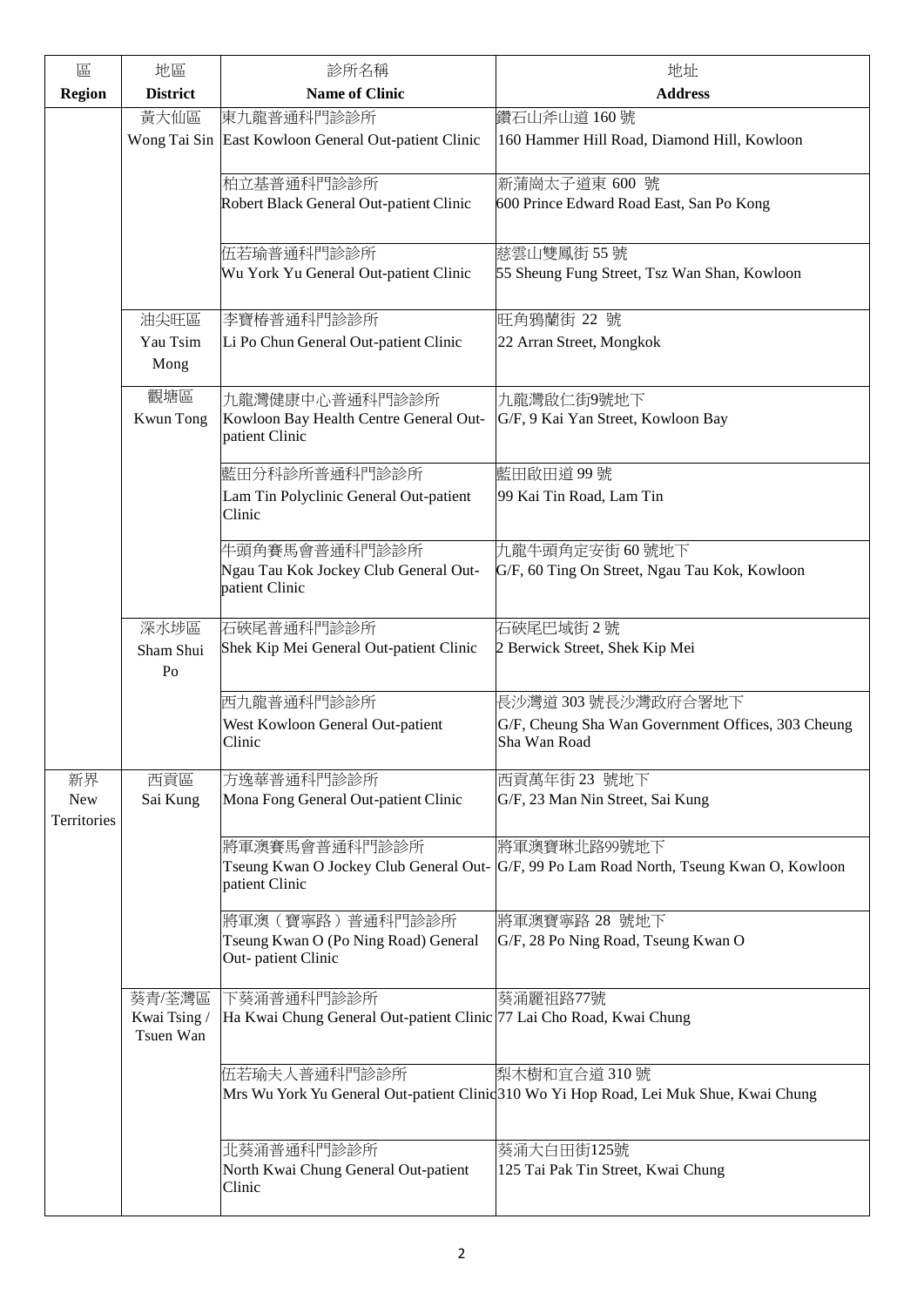| 區<br>Region | 地區<br>District | 診所名稱<br>Name of Clinic | 地址<br>Address |
|---|---|---|---|
| | 黃大仙區<br>Wong Tai Sin | 東九龍普通科門診診所<br>East Kowloon General Out-patient Clinic | 鑽石山斧山道 160 號<br>160 Hammer Hill Road, Diamond Hill, Kowloon |
| | | 柏立基普通科門診診所<br>Robert Black General Out-patient Clinic | 新蒲崗太子道東 600 號<br>600 Prince Edward Road East, San Po Kong |
| | | 伍若瑜普通科門診診所<br>Wu York Yu General Out-patient Clinic | 慈雲山雙鳳街 55 號<br>55 Sheung Fung Street, Tsz Wan Shan, Kowloon |
| | 油尖旺區<br>Yau Tsim Mong | 李寶椿普通科門診診所<br>Li Po Chun General Out-patient Clinic | 旺角鴉蘭街 22 號<br>22 Arran Street, Mongkok |
| | 觀塘區<br>Kwun Tong | 九龍灣健康中心普通科門診診所<br>Kowloon Bay Health Centre General Out-patient Clinic | 九龍灣啟仁街9號地下<br>G/F, 9 Kai Yan Street, Kowloon Bay |
| | | 藍田分科診所普通科門診診所<br>Lam Tin Polyclinic General Out-patient Clinic | 藍田啟田道 99 號<br>99 Kai Tin Road, Lam Tin |
| | | 牛頭角賽馬會普通科門診診所<br>Ngau Tau Kok Jockey Club General Out-patient Clinic | 九龍牛頭角定安街 60 號地下<br>G/F, 60 Ting On Street, Ngau Tau Kok, Kowloon |
| | 深水埗區<br>Sham Shui Po | 石硤尾普通科門診診所<br>Shek Kip Mei General Out-patient Clinic | 石硤尾巴域街 2 號<br>2 Berwick Street, Shek Kip Mei |
| | | 西九龍普通科門診診所<br>West Kowloon General Out-patient Clinic | 長沙灣道 303 號長沙灣政府合署地下<br>G/F, Cheung Sha Wan Government Offices, 303 Cheung Sha Wan Road |
| 新界<br>New Territories | 西貢區<br>Sai Kung | 方逸華普通科門診診所<br>Mona Fong General Out-patient Clinic | 西貢萬年街 23 號地下<br>G/F, 23 Man Nin Street, Sai Kung |
| | | 將軍澳賽馬會普通科門診診所<br>Tseung Kwan O Jockey Club General Out-patient Clinic | 將軍澳寶琳北路99號地下<br>G/F, 99 Po Lam Road North, Tseung Kwan O, Kowloon |
| | | 將軍澳（寶寧路）普通科門診診所<br>Tseung Kwan O (Po Ning Road) General Out- patient Clinic | 將軍澳寶寧路 28 號地下<br>G/F, 28 Po Ning Road, Tseung Kwan O |
| | 葵青/荃灣區<br>Kwai Tsing / Tsuen Wan | 下葵涌普通科門診診所<br>Ha Kwai Chung General Out-patient Clinic | 葵涌麗祖路77號<br>77 Lai Cho Road, Kwai Chung |
| | | 伍若瑜夫人普通科門診診所<br>Mrs Wu York Yu General Out-patient Clinic | 梨木樹和宜合道 310 號<br>310 Wo Yi Hop Road, Lei Muk Shue, Kwai Chung |
| | | 北葵涌普通科門診診所<br>North Kwai Chung General Out-patient Clinic | 葵涌大白田街125號<br>125 Tai Pak Tin Street, Kwai Chung |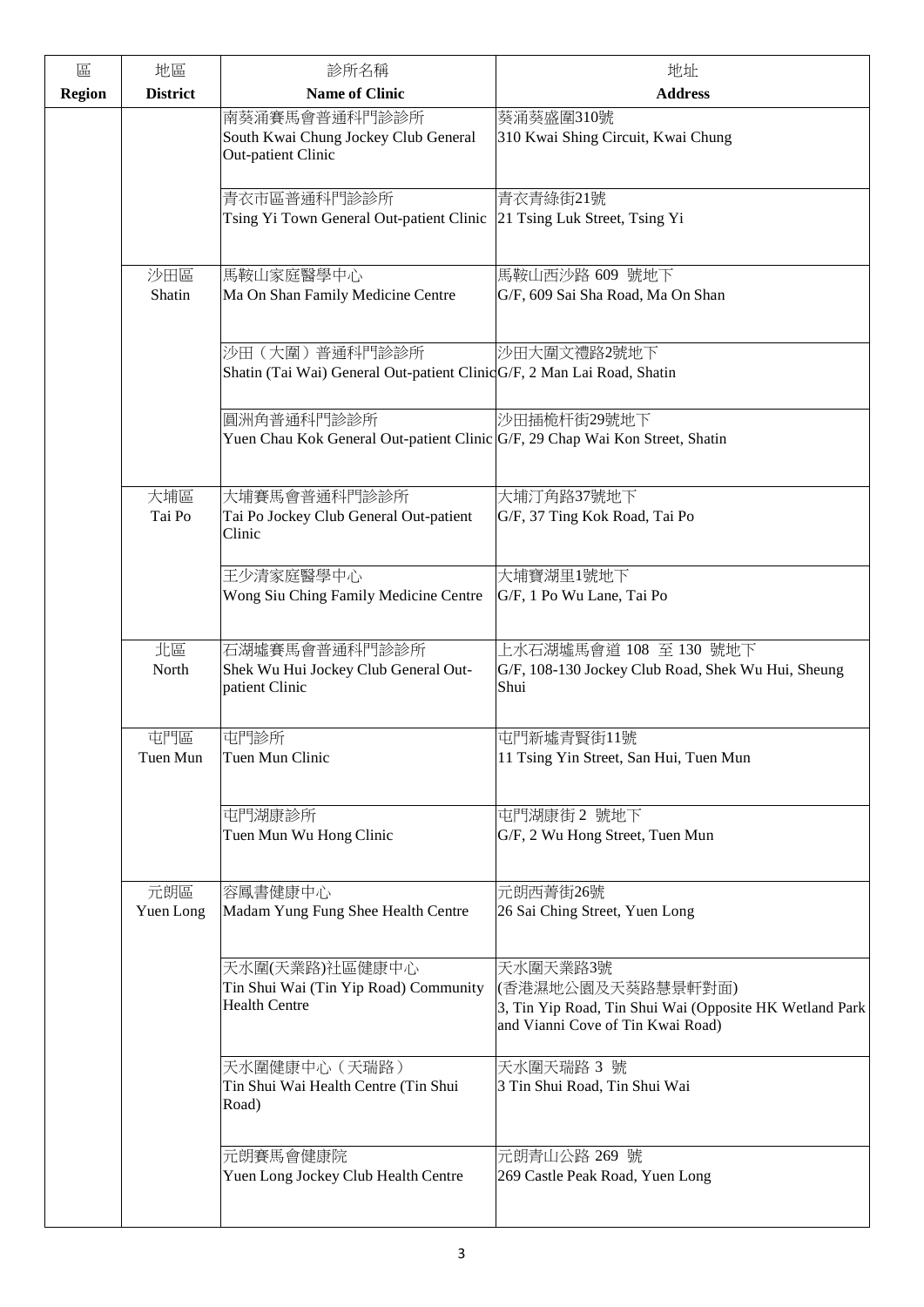| 區<br>Region | 地區<br>District | 診所名稱<br>Name of Clinic | 地址<br>Address |
|---|---|---|---|
| | | 南葵涌賽馬會普通科門診診所<br>South Kwai Chung Jockey Club General Out-patient Clinic | 葵涌葵盛圍310號<br>310 Kwai Shing Circuit, Kwai Chung |
| | | 青衣市區普通科門診診所<br>Tsing Yi Town General Out-patient Clinic | 青衣青綠街21號<br>21 Tsing Luk Street, Tsing Yi |
| | 沙田區<br>Shatin | 馬鞍山家庭醫學中心<br>Ma On Shan Family Medicine Centre | 馬鞍山西沙路 609 號地下<br>G/F, 609 Sai Sha Road, Ma On Shan |
| | | 沙田（大圍）普通科門診診所<br>Shatin (Tai Wai) General Out-patient Clinic | 沙田大圍文禮路2號地下<br>G/F, 2 Man Lai Road, Shatin |
| | | 圓洲角普通科門診診所<br>Yuen Chau Kok General Out-patient Clinic | 沙田插桅杆街29號地下<br>G/F, 29 Chap Wai Kon Street, Shatin |
| | 大埔區<br>Tai Po | 大埔賽馬會普通科門診診所<br>Tai Po Jockey Club General Out-patient Clinic | 大埔汀角路37號地下<br>G/F, 37 Ting Kok Road, Tai Po |
| | | 王少清家庭醫學中心<br>Wong Siu Ching Family Medicine Centre | 大埔寶湖里1號地下<br>G/F, 1 Po Wu Lane, Tai Po |
| | 北區<br>North | 石湖墟賽馬會普通科門診診所<br>Shek Wu Hui Jockey Club General Out-patient Clinic | 上水石湖墟馬會道 108 至 130 號地下<br>G/F, 108-130 Jockey Club Road, Shek Wu Hui, Sheung Shui |
| | 屯門區<br>Tuen Mun | 屯門診所<br>Tuen Mun Clinic | 屯門新墟青賢街11號<br>11 Tsing Yin Street, San Hui, Tuen Mun |
| | | 屯門湖康診所<br>Tuen Mun Wu Hong Clinic | 屯門湖康街 2 號地下<br>G/F, 2 Wu Hong Street, Tuen Mun |
| | 元朗區<br>Yuen Long | 容鳳書健康中心<br>Madam Yung Fung Shee Health Centre | 元朗西菁街26號<br>26 Sai Ching Street, Yuen Long |
| | | 天水圍(天業路)社區健康中心<br>Tin Shui Wai (Tin Yip Road) Community Health Centre | 天水圍天業路3號<br>(香港濕地公園及天葵路慧景軒對面)<br>3, Tin Yip Road, Tin Shui Wai (Opposite HK Wetland Park and Vianni Cove of Tin Kwai Road) |
| | | 天水圍健康中心（天瑞路）<br>Tin Shui Wai Health Centre (Tin Shui Road) | 天水圍天瑞路 3 號<br>3 Tin Shui Road, Tin Shui Wai |
| | | 元朗賽馬會健康院<br>Yuen Long Jockey Club Health Centre | 元朗青山公路 269 號<br>269 Castle Peak Road, Yuen Long |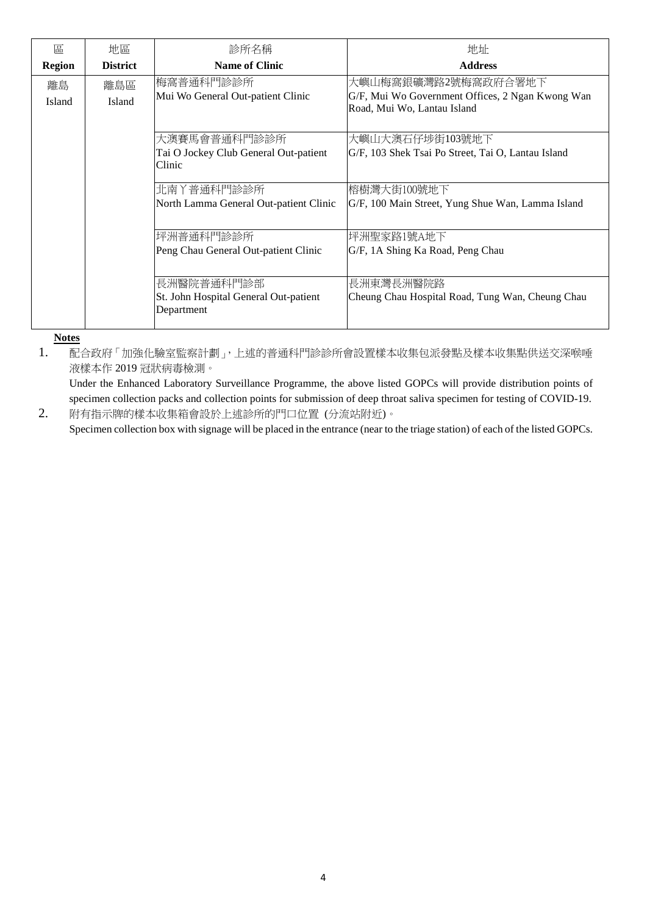| 區<br>**Region** | 地區<br>**District** | 診所名稱<br>**Name of Clinic** | 地址<br>**Address** |
|---|---|---|---|
| 離島<br>Island | 離島區<br>Island | 梅窩普通科門診診所<br>Mui Wo General Out-patient Clinic | 大嶼山梅窩銀礦灣路2號梅窩政府合署地下<br>G/F, Mui Wo Government Offices, 2 Ngan Kwong Wan Road, Mui Wo, Lantau Island |
| | | 大澳賽馬會普通科門診診所<br>Tai O Jockey Club General Out-patient Clinic | 大嶼山大澳石仔埗街103號地下<br>G/F, 103 Shek Tsai Po Street, Tai O, Lantau Island |
| | | 北南丫普通科門診診所<br>North Lamma General Out-patient Clinic | 榕樹灣大街100號地下<br>G/F, 100 Main Street, Yung Shue Wan, Lamma Island |
| | | 坪洲普通科門診診所<br>Peng Chau General Out-patient Clinic | 坪洲聖家路1號A地下<br>G/F, 1A Shing Ka Road, Peng Chau |
| | | 長洲醫院普通科門診部<br>St. John Hospital General Out-patient Department | 長洲東灣長洲醫院路<br>Cheung Chau Hospital Road, Tung Wan, Cheung Chau |

**Notes**

1. 配合政府「加強化驗室監察計劃」，上述的普通科門診診所會設置樣本收集包派發點及樣本收集點供送交深喉唾液樣本作 2019 冠狀病毒檢測。
   Under the Enhanced Laboratory Surveillance Programme, the above listed GOPCs will provide distribution points of specimen collection packs and collection points for submission of deep throat saliva specimen for testing of COVID-19.
2. 附有指示牌的樣本收集箱會設於上述診所的門口位置 (分流站附近)。
   Specimen collection box with signage will be placed in the entrance (near to the triage station) of each of the listed GOPCs.